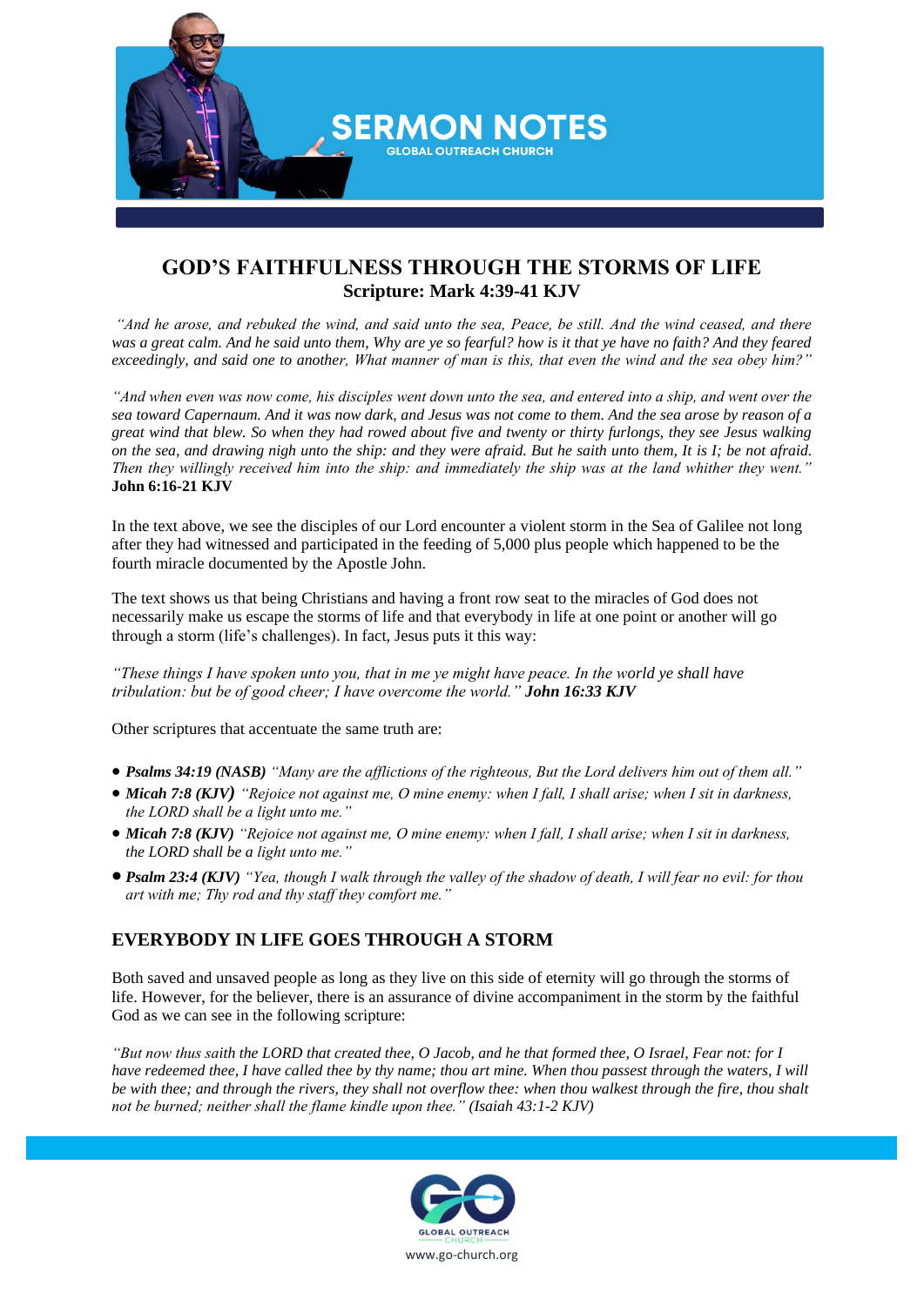SERMON NOTES

GLOBAL OUTREACH CHURCH

# GOD'S FAITHFULNESS THROUGH THE STORMS OF LIFE

## Scripture: Mark 4:39-41 KJV

*"And he arose, and rebuked the wind, and said unto the sea, Peace, be still. And the wind ceased, and there was a great calm. And he said unto them, Why are ye so fearful? how is it that ye have no faith? And they feared exceedingly, and said one to another, What manner of man is this, that even the wind and the sea obey him?"*

*"And when even was now come, his disciples went down unto the sea, and entered into a ship, and went over the sea toward Capernaum. And it was now dark, and Jesus was not come to them. And the sea arose by reason of a great wind that blew. So when they had rowed about five and twenty or thirty furlongs, they see Jesus walking on the sea, and drawing nigh unto the ship: and they were afraid. But he saith unto them, It is I; be not afraid. Then they willingly received him into the ship: and immediately the ship was at the land whither they went."* **John 6:16-21 KJV**

In the text above, we see the disciples of our Lord encounter a violent storm in the Sea of Galilee not long after they had witnessed and participated in the feeding of 5,000 plus people which happened to be the fourth miracle documented by the Apostle John.

The text shows us that being Christians and having a front row seat to the miracles of God does not necessarily make us escape the storms of life and that everybody in life at one point or another will go through a storm (life's challenges). In fact, Jesus puts it this way:

*"These things I have spoken unto you, that in me ye might have peace. In the world ye shall have tribulation: but be of good cheer; I have overcome the world." **John 16:33 KJV***

Other scriptures that accentuate the same truth are:

- ***Psalms 34:19 (NASB)*** *"Many are the afflictions of the righteous, But the Lord delivers him out of them all."*
- ***Micah 7:8 (KJV)*** *"Rejoice not against me, O mine enemy: when I fall, I shall arise; when I sit in darkness, the LORD shall be a light unto me."*
- ***Micah 7:8 (KJV)*** *"Rejoice not against me, O mine enemy: when I fall, I shall arise; when I sit in darkness, the LORD shall be a light unto me."*
- ***Psalm 23:4 (KJV)*** *"Yea, though I walk through the valley of the shadow of death, I will fear no evil: for thou art with me; Thy rod and thy staff they comfort me."*

## EVERYBODY IN LIFE GOES THROUGH A STORM

Both saved and unsaved people as long as they live on this side of eternity will go through the storms of life. However, for the believer, there is an assurance of divine accompaniment in the storm by the faithful God as we can see in the following scripture:

*"But now thus saith the LORD that created thee, O Jacob, and he that formed thee, O Israel, Fear not: for I have redeemed thee, I have called thee by thy name; thou art mine. When thou passest through the waters, I will be with thee; and through the rivers, they shall not overflow thee: when thou walkest through the fire, thou shalt not be burned; neither shall the flame kindle upon thee." (Isaiah 43:1-2 KJV)*

GLOBAL OUTREACH CHURCH

www.go-church.org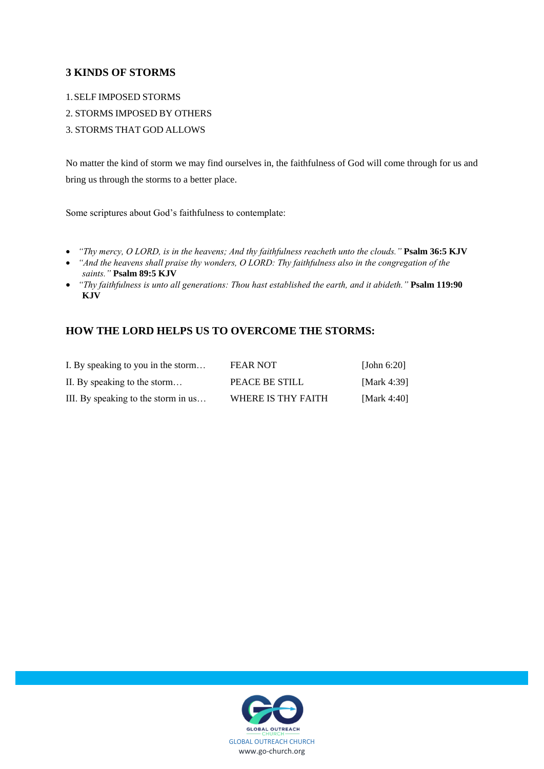## 3 KINDS OF STORMS

1. SELF IMPOSED STORMS
2. STORMS IMPOSED BY OTHERS
3. STORMS THAT GOD ALLOWS

No matter the kind of storm we may find ourselves in, the faithfulness of God will come through for us and bring us through the storms to a better place.

Some scriptures about God's faithfulness to contemplate:

- *"Thy mercy, O LORD, is in the heavens; And thy faithfulness reacheth unto the clouds."* **Psalm 36:5 KJV**
- *"And the heavens shall praise thy wonders, O LORD: Thy faithfulness also in the congregation of the saints."* **Psalm 89:5 KJV**
- *"Thy faithfulness is unto all generations: Thou hast established the earth, and it abideth."* **Psalm 119:90 KJV**

## HOW THE LORD HELPS US TO OVERCOME THE STORMS:

| | | |
|---|---|---|
| I. By speaking to you in the storm… | FEAR NOT | [John 6:20] |
| II. By speaking to the storm… | PEACE BE STILL | [Mark 4:39] |
| III. By speaking to the storm in us… | WHERE IS THY FAITH | [Mark 4:40] |